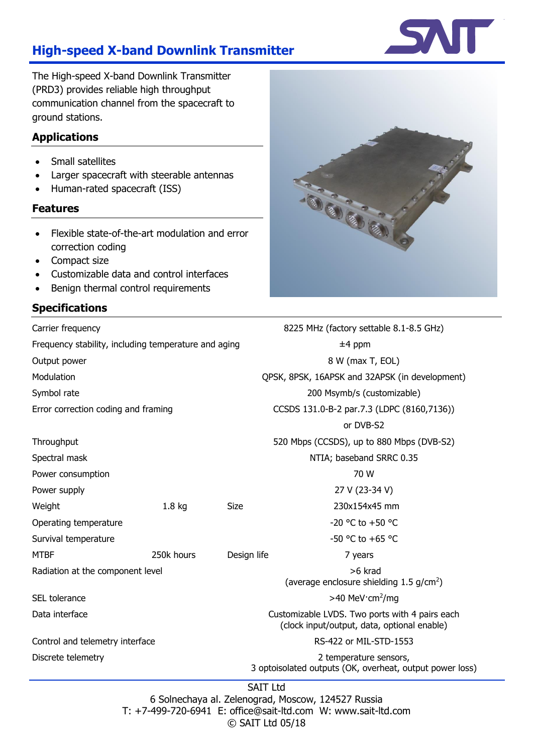# High-speed X-band Downlink Transmitter

The High-speed X-band Downlink Transmitter (PRD3) provides reliable high throughput communication channel from the spacecraft to ground stations.

## Applications

- Small satellites
- Larger spacecraft with steerable antennas
- Human-rated spacecraft (ISS)

## Features

- Flexible state-of-the-art modulation and error correction coding
- Compact size
- Customizable data and control interfaces
- Benign thermal control requirements

## Specifications

| Parameter | Value |
|---|---|
| Carrier frequency | 8225 MHz (factory settable 8.1-8.5 GHz) |
| Frequency stability, including temperature and aging | ±4 ppm |
| Output power | 8 W (max T, EOL) |
| Modulation | QPSK, 8PSK, 16APSK and 32APSK (in development) |
| Symbol rate | 200 Msymb/s (customizable) |
| Error correction coding and framing | CCSDS 131.0-B-2 par.7.3 (LDPC (8160,7136)) or DVB-S2 |
| Throughput | 520 Mbps (CCSDS), up to 880 Mbps (DVB-S2) |
| Spectral mask | NTIA; baseband SRRC 0.35 |
| Power consumption | 70 W |
| Power supply | 27 V (23-34 V) |
| Weight | 1.8 kg |
| Size | 230x154x45 mm |
| Operating temperature | -20 °C to +50 °C |
| Survival temperature | -50 °C to +65 °C |
| MTBF | 250k hours |
| Design life | 7 years |
| Radiation at the component level | >6 krad (average enclosure shielding 1.5 g/cm$^2$) |
| SEL tolerance | >40 MeV·cm$^2$/mg |
| Data interface | Customizable LVDS. Two ports with 4 pairs each (clock input/output, data, optional enable) |
| Control and telemetry interface | RS-422 or MIL-STD-1553 |
| Discrete telemetry | 2 temperature sensors, 3 optoisolated outputs (OK, overheat, output power loss) |

SAIT Ltd
6 Solnechaya al. Zelenograd, Moscow, 124527 Russia
T: +7-499-720-6941 E: office@sait-ltd.com W: www.sait-ltd.com
© SAIT Ltd 05/18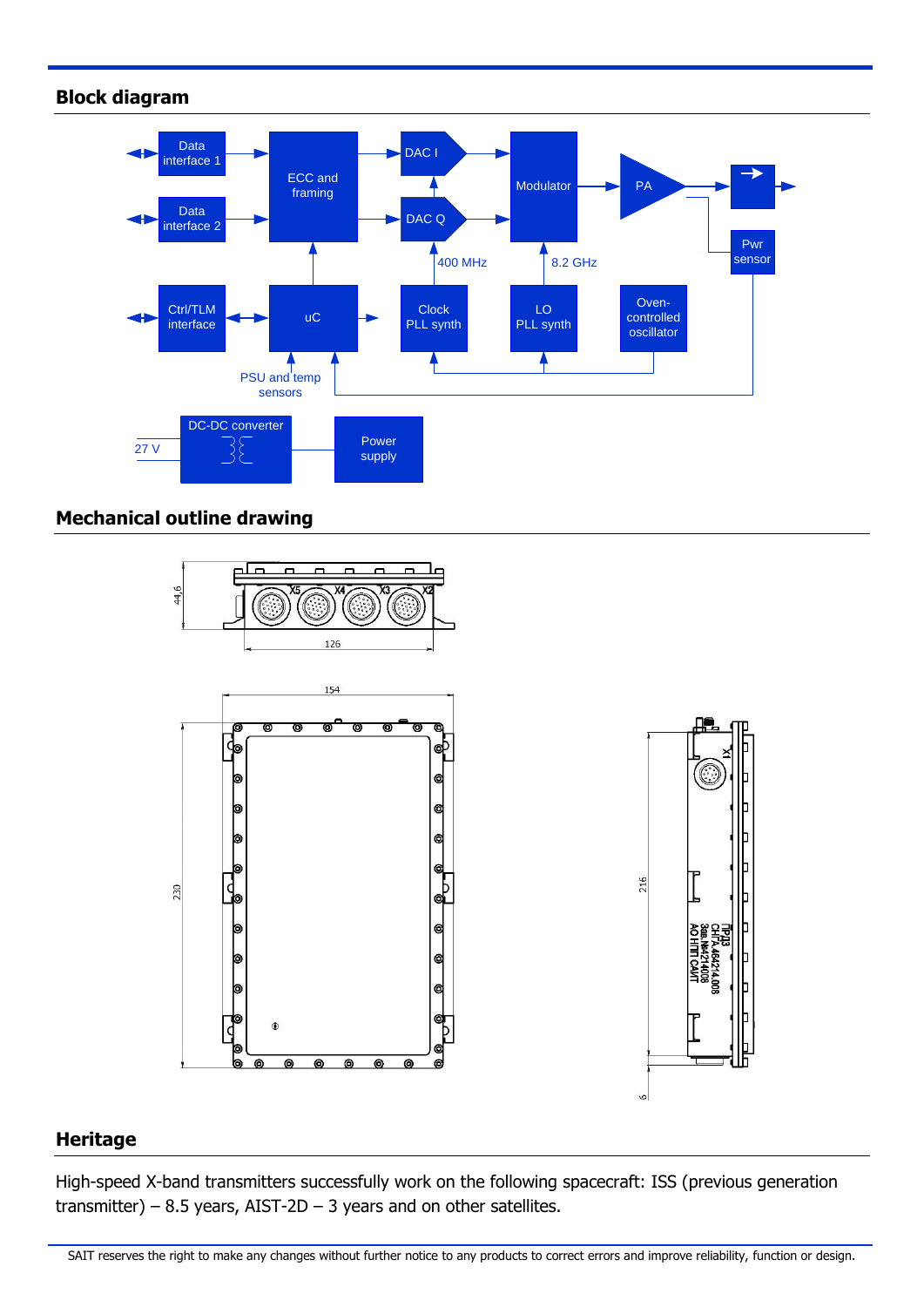## Block diagram

Data interface 1

Data interface 2

ECC and framing

DAC I

DAC Q

Modulator

PA

Pwr sensor

Ctrl/TLM interface

uC

Clock PLL synth

LO PLL synth

Oven-controlled oscillator

400 MHz

8.2 GHz

PSU and temp sensors

27 V

DC-DC converter

Power supply

## Mechanical outline drawing

44,6

126

X5 X4 X3 X2

154

230

216

6

X1

## Heritage

High-speed X-band transmitters successfully work on the following spacecraft: ISS (previous generation transmitter) – 8.5 years, AIST-2D – 3 years and on other satellites.

SAIT reserves the right to make any changes without further notice to any products to correct errors and improve reliability, function or design.